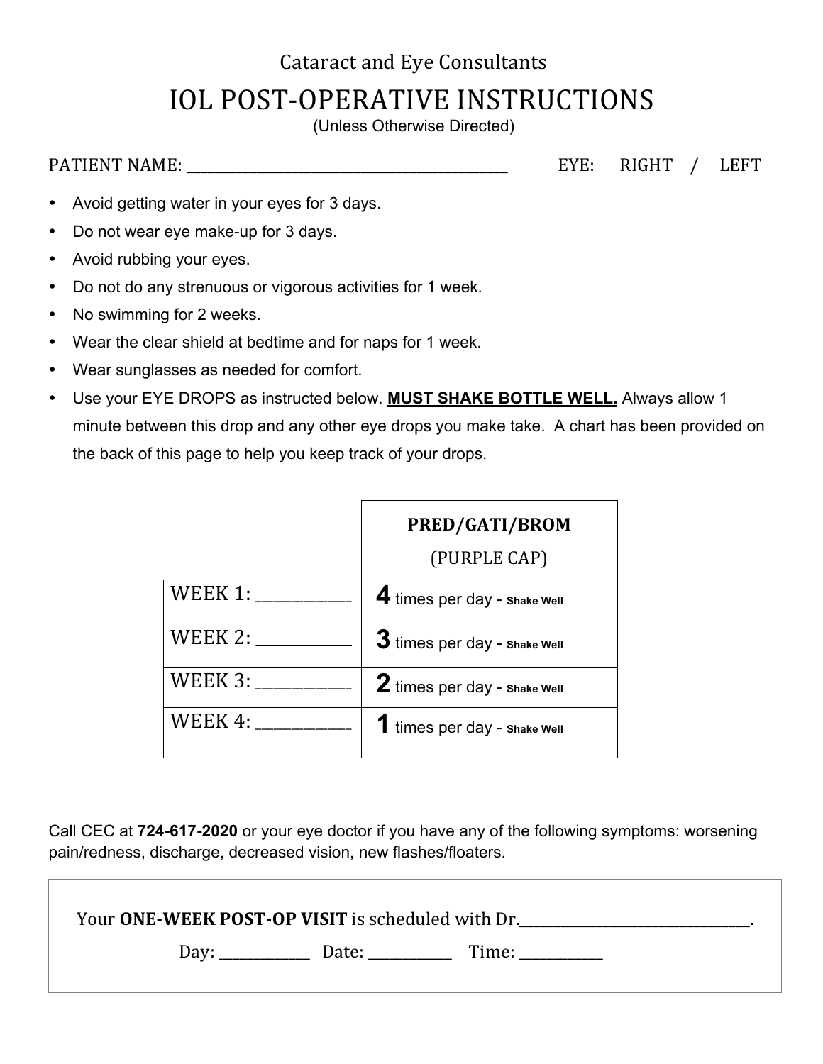Cataract and Eye Consultants

# IOL POST-OPERATIVE INSTRUCTIONS

(Unless Otherwise Directed)

PATIENT NAME: ________________________________________ EYE: RIGHT / LEFT

- Avoid getting water in your eyes for 3 days.
- Do not wear eye make-up for 3 days.
- Avoid rubbing your eyes.
- Do not do any strenuous or vigorous activities for 1 week.
- No swimming for 2 weeks.
- Wear the clear shield at bedtime and for naps for 1 week.
- Wear sunglasses as needed for comfort.
- Use your EYE DROPS as instructed below. **MUST SHAKE BOTTLE WELL.** Always allow 1 minute between this drop and any other eye drops you make take. A chart has been provided on the back of this page to help you keep track of your drops.

| | **PRED/GATI/BROM** (PURPLE CAP) |
|---|---|
| WEEK 1: ___________ | **4** times per day - **Shake Well** |
| WEEK 2: ___________ | **3** times per day - **Shake Well** |
| WEEK 3: ___________ | **2** times per day - **Shake Well** |
| WEEK 4: ___________ | **1** times per day - **Shake Well** |

Call CEC at **724-617-2020** or your eye doctor if you have any of the following symptoms: worsening pain/redness, discharge, decreased vision, new flashes/floaters.

Your **ONE-WEEK POST-OP VISIT** is scheduled with Dr.______________________________.

Day: ___________ Date: ___________ Time: ___________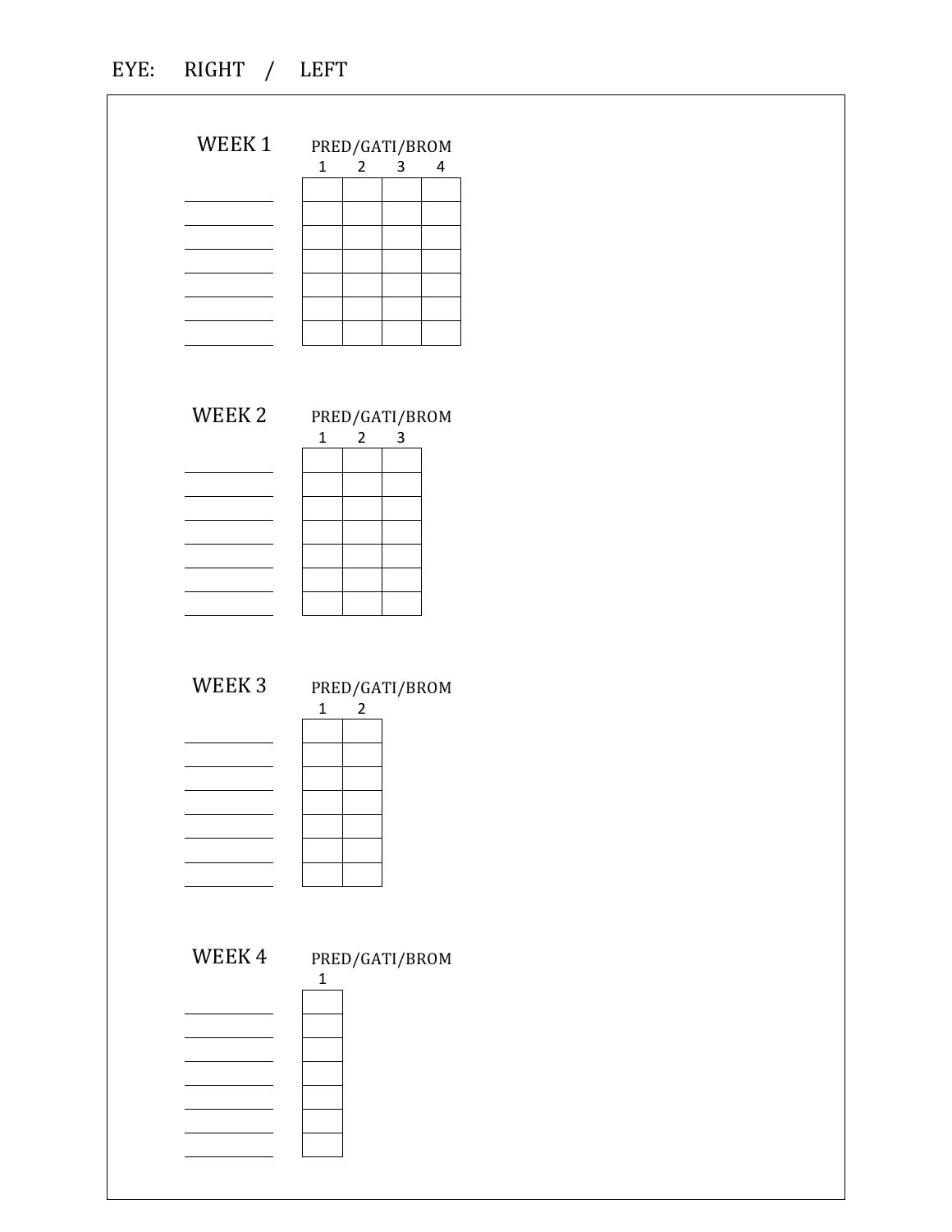EYE: RIGHT / LEFT

WEEK 1

PRED/GATI/BROM

| | 1 | 2 | 3 | 4 |
|---|---|---|---|---|
| ________ | | | | |
| ________ | | | | |
| ________ | | | | |
| ________ | | | | |
| ________ | | | | |
| ________ | | | | |
| ________ | | | | |

WEEK 2

PRED/GATI/BROM

| | 1 | 2 | 3 |
|---|---|---|---|
| ________ | | | |
| ________ | | | |
| ________ | | | |
| ________ | | | |
| ________ | | | |
| ________ | | | |
| ________ | | | |

WEEK 3

PRED/GATI/BROM

| | 1 | 2 |
|---|---|---|
| ________ | | |
| ________ | | |
| ________ | | |
| ________ | | |
| ________ | | |
| ________ | | |
| ________ | | |

WEEK 4

PRED/GATI/BROM

| | 1 |
|---|---|
| ________ | |
| ________ | |
| ________ | |
| ________ | |
| ________ | |
| ________ | |
| ________ | |